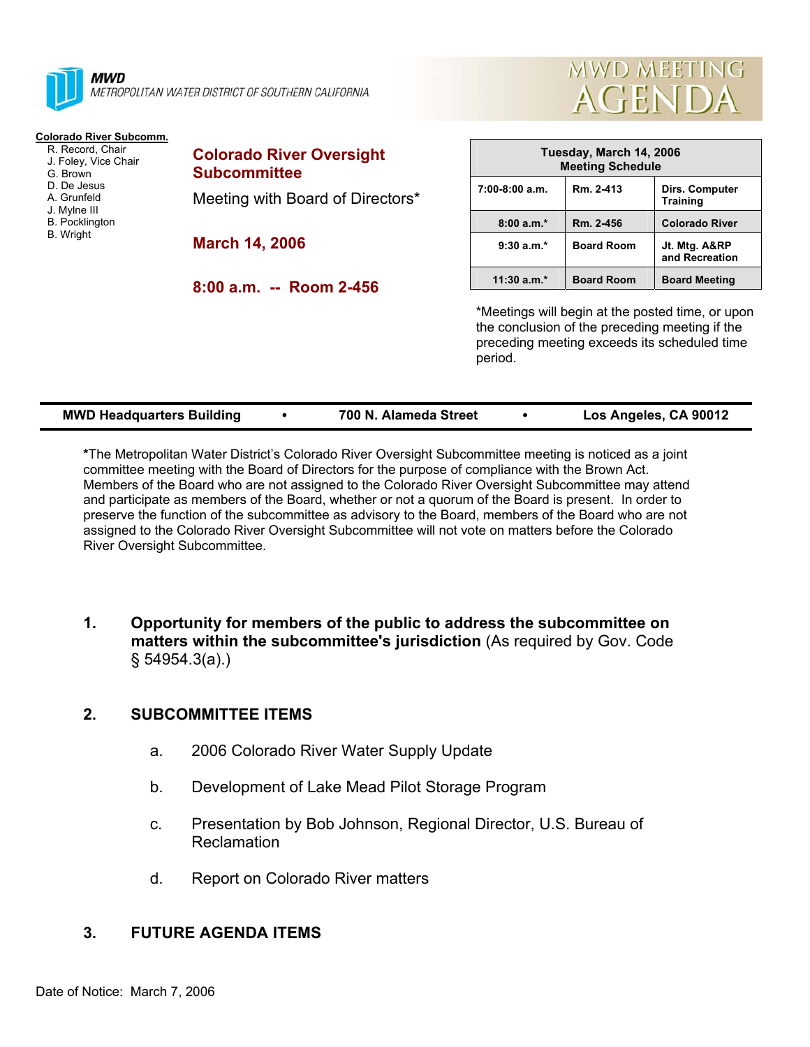**MWD**
METROPOLITAN WATER DISTRICT OF SOUTHERN CALIFORNIA

# MWD MEETING AGENDA

**Colorado River Subcomm.**
R. Record, Chair
J. Foley, Vice Chair
G. Brown
D. De Jesus
A. Grunfeld
J. Mylne III
B. Pocklington
B. Wright

## Colorado River Oversight Subcommittee

Meeting with Board of Directors*

**March 14, 2006**

**8:00 a.m. -- Room 2-456**

| Tuesday, March 14, 2006 Meeting Schedule | | |
|---|---|---|
| 7:00-8:00 a.m. | Rm. 2-413 | Dirs. Computer Training |
| 8:00 a.m.* | Rm. 2-456 | Colorado River |
| 9:30 a.m.* | Board Room | Jt. Mtg. A&RP and Recreation |
| 11:30 a.m.* | Board Room | Board Meeting |

*Meetings will begin at the posted time, or upon the conclusion of the preceding meeting if the preceding meeting exceeds its scheduled time period.

**MWD Headquarters Building • 700 N. Alameda Street • Los Angeles, CA 90012**

**\***The Metropolitan Water District's Colorado River Oversight Subcommittee meeting is noticed as a joint committee meeting with the Board of Directors for the purpose of compliance with the Brown Act. Members of the Board who are not assigned to the Colorado River Oversight Subcommittee may attend and participate as members of the Board, whether or not a quorum of the Board is present. In order to preserve the function of the subcommittee as advisory to the Board, members of the Board who are not assigned to the Colorado River Oversight Subcommittee will not vote on matters before the Colorado River Oversight Subcommittee.

1. **Opportunity for members of the public to address the subcommittee on matters within the subcommittee's jurisdiction** (As required by Gov. Code § 54954.3(a).)

2. **SUBCOMMITTEE ITEMS**

   a. 2006 Colorado River Water Supply Update

   b. Development of Lake Mead Pilot Storage Program

   c. Presentation by Bob Johnson, Regional Director, U.S. Bureau of Reclamation

   d. Report on Colorado River matters

3. **FUTURE AGENDA ITEMS**

Date of Notice: March 7, 2006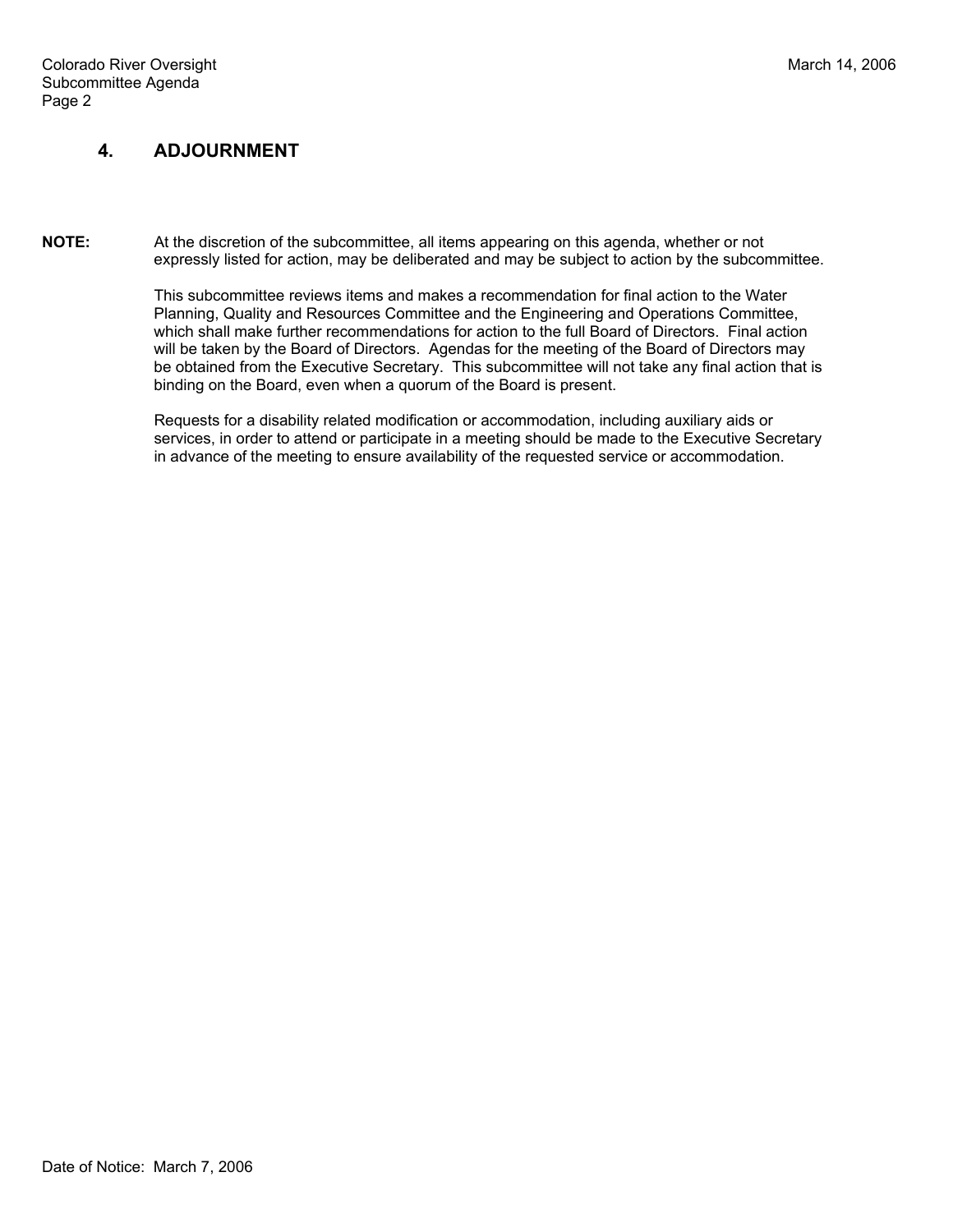## 4. ADJOURNMENT

**NOTE:** At the discretion of the subcommittee, all items appearing on this agenda, whether or not expressly listed for action, may be deliberated and may be subject to action by the subcommittee.

This subcommittee reviews items and makes a recommendation for final action to the Water Planning, Quality and Resources Committee and the Engineering and Operations Committee, which shall make further recommendations for action to the full Board of Directors. Final action will be taken by the Board of Directors. Agendas for the meeting of the Board of Directors may be obtained from the Executive Secretary. This subcommittee will not take any final action that is binding on the Board, even when a quorum of the Board is present.

Requests for a disability related modification or accommodation, including auxiliary aids or services, in order to attend or participate in a meeting should be made to the Executive Secretary in advance of the meeting to ensure availability of the requested service or accommodation.

Date of Notice: March 7, 2006